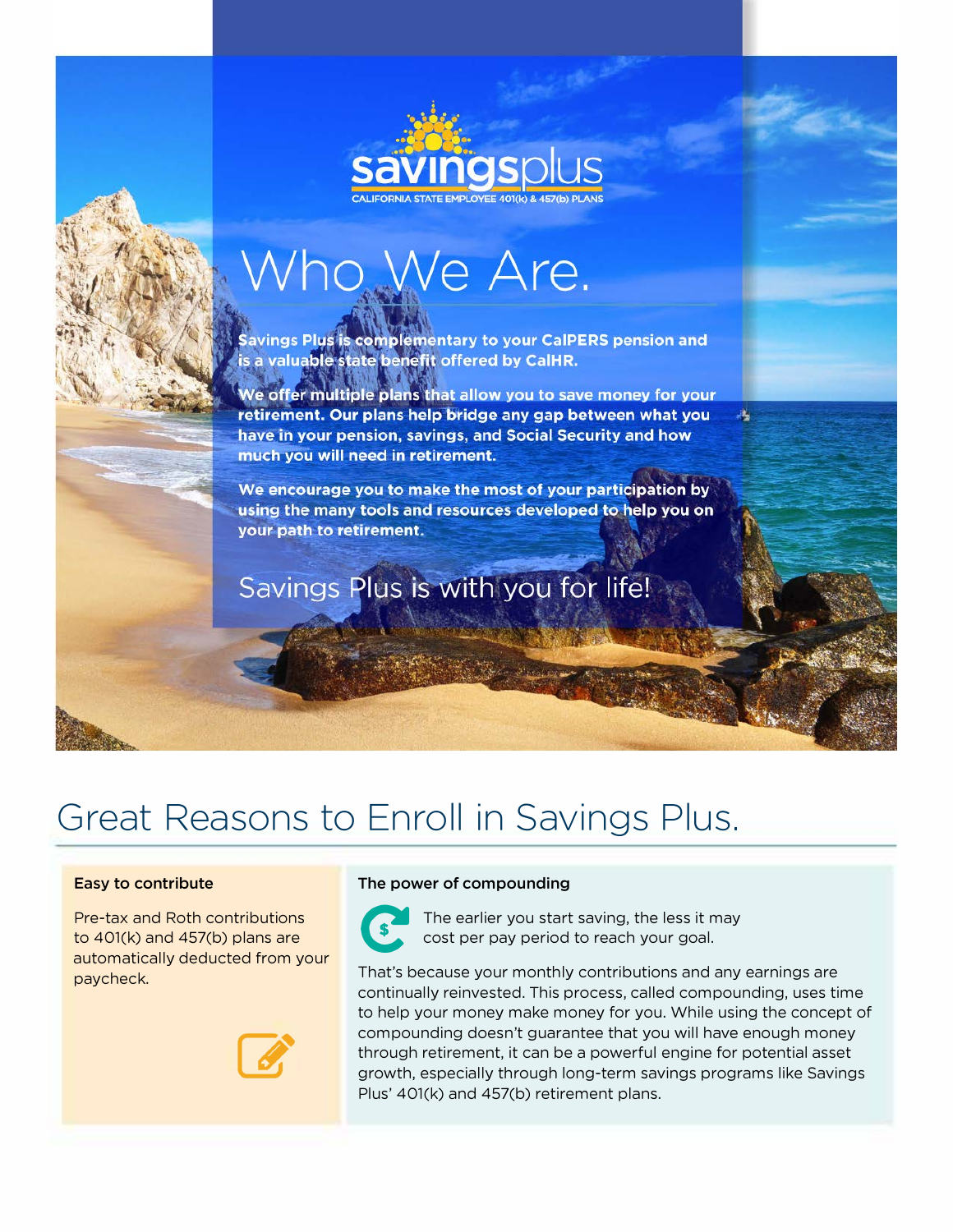**savingsplus**

CALIFORNIA STATE EMPLOYEE 401(k) & 457(b) PLANS

# Who We Are.

**Savings Plus is complementary to your CalPERS pension and is a valuable state benefit offered by CalHR.**

**We offer multiple plans that allow you to save money for your retirement. Our plans help bridge any gap between what you have in your pension, savings, and Social Security and how much you will need in retirement.**

**We encourage you to make the most of your participation by using the many tools and resources developed to help you on your path to retirement.**

Savings Plus is with you for life!

## Great Reasons to Enroll in Savings Plus.

### Easy to contribute

Pre-tax and Roth contributions to 401(k) and 457(b) plans are automatically deducted from your paycheck.

### The power of compounding

The earlier you start saving, the less it may cost per pay period to reach your goal.

That's because your monthly contributions and any earnings are continually reinvested. This process, called compounding, uses time to help your money make money for you. While using the concept of compounding doesn't guarantee that you will have enough money through retirement, it can be a powerful engine for potential asset growth, especially through long-term savings programs like Savings Plus' 401(k) and 457(b) retirement plans.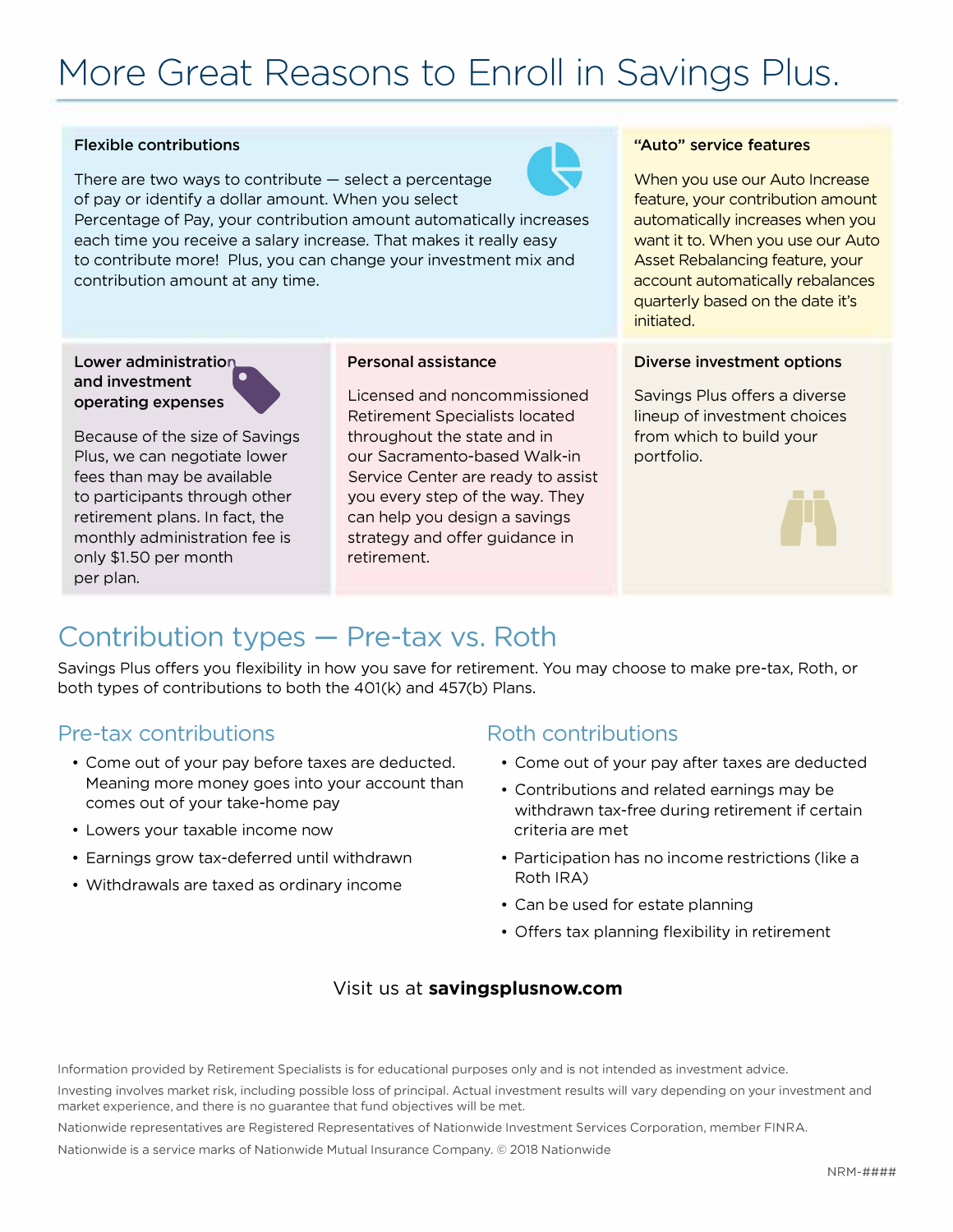# More Great Reasons to Enroll in Savings Plus.

### Flexible contributions

There are two ways to contribute — select a percentage of pay or identify a dollar amount. When you select Percentage of Pay, your contribution amount automatically increases each time you receive a salary increase. That makes it really easy to contribute more! Plus, you can change your investment mix and contribution amount at any time.

### "Auto" service features

When you use our Auto Increase feature, your contribution amount automatically increases when you want it to. When you use our Auto Asset Rebalancing feature, your account automatically rebalances quarterly based on the date it's initiated.

### Lower administration and investment operating expenses

Because of the size of Savings Plus, we can negotiate lower fees than may be available to participants through other retirement plans. In fact, the monthly administration fee is only $1.50 per month per plan.

### Personal assistance

Licensed and noncommissioned Retirement Specialists located throughout the state and in our Sacramento-based Walk-in Service Center are ready to assist you every step of the way. They can help you design a savings strategy and offer guidance in retirement.

### Diverse investment options

Savings Plus offers a diverse lineup of investment choices from which to build your portfolio.

## Contribution types — Pre-tax vs. Roth

Savings Plus offers you flexibility in how you save for retirement. You may choose to make pre-tax, Roth, or both types of contributions to both the 401(k) and 457(b) Plans.

### Pre-tax contributions

- Come out of your pay before taxes are deducted. Meaning more money goes into your account than comes out of your take-home pay
- Lowers your taxable income now
- Earnings grow tax-deferred until withdrawn
- Withdrawals are taxed as ordinary income

### Roth contributions

- Come out of your pay after taxes are deducted
- Contributions and related earnings may be withdrawn tax-free during retirement if certain criteria are met
- Participation has no income restrictions (like a Roth IRA)
- Can be used for estate planning
- Offers tax planning flexibility in retirement

Visit us at **savingsplusnow.com**

Information provided by Retirement Specialists is for educational purposes only and is not intended as investment advice.

Investing involves market risk, including possible loss of principal. Actual investment results will vary depending on your investment and market experience, and there is no guarantee that fund objectives will be met.

Nationwide representatives are Registered Representatives of Nationwide Investment Services Corporation, member FINRA.

Nationwide is a service marks of Nationwide Mutual Insurance Company. © 2018 Nationwide

NRM-####